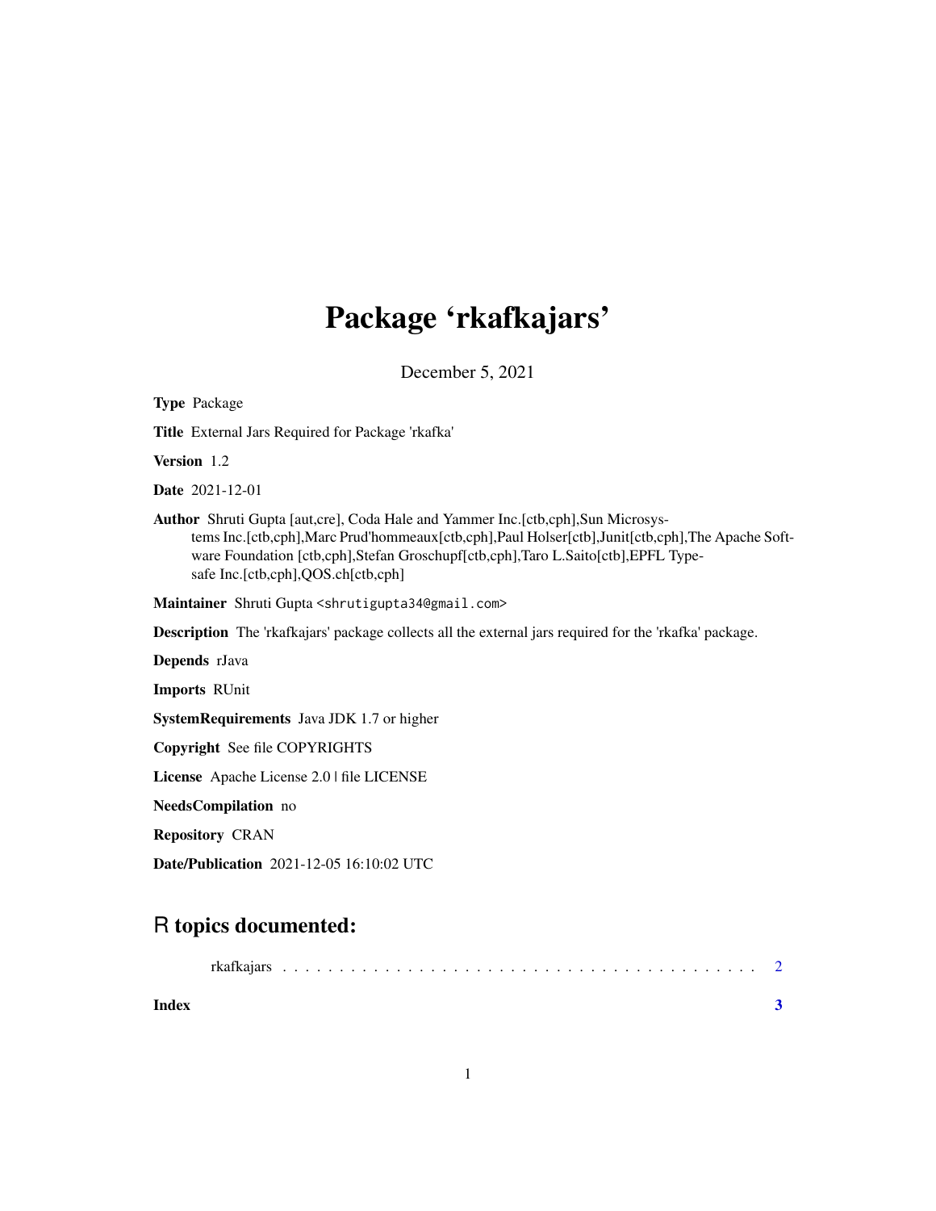# Package 'rkafkajars'

December 5, 2021

**Type** Package

**Title** External Jars Required for Package 'rkafka'

**Version** 1.2

**Date** 2021-12-01

**Author** Shruti Gupta [aut,cre], Coda Hale and Yammer Inc.[ctb,cph],Sun Microsystems Inc.[ctb,cph],Marc Prud'hommeaux[ctb,cph],Paul Holser[ctb],Junit[ctb,cph],The Apache Software Foundation [ctb,cph],Stefan Groschupf[ctb,cph],Taro L.Saito[ctb],EPFL Typesafe Inc.[ctb,cph],QOS.ch[ctb,cph]

**Maintainer** Shruti Gupta <shrutigupta34@gmail.com>

**Description** The 'rkafkajars' package collects all the external jars required for the 'rkafka' package.

**Depends** rJava

**Imports** RUnit

**SystemRequirements** Java JDK 1.7 or higher

**Copyright** See file COPYRIGHTS

**License** Apache License 2.0 | file LICENSE

**NeedsCompilation** no

**Repository** CRAN

**Date/Publication** 2021-12-05 16:10:02 UTC

## R topics documented:

rkafkajars . . . . . . . . . . . . . . . . . . . . . . . . . . . . . . . . . . . . . . . . 2

**Index** **3**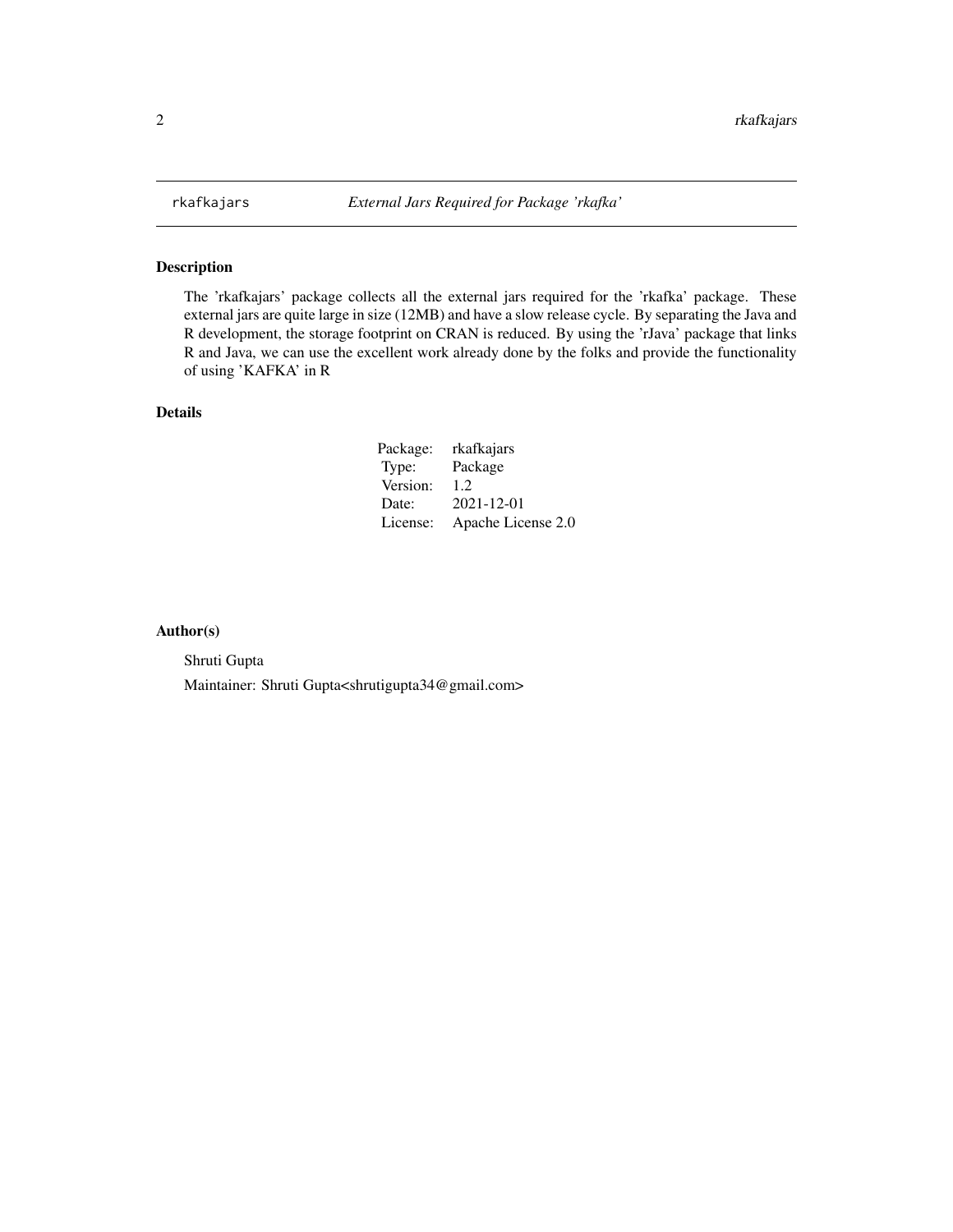# rkafkajars — *External Jars Required for Package 'rkafka'*

## Description

The 'rkafkajars' package collects all the external jars required for the 'rkafka' package. These external jars are quite large in size (12MB) and have a slow release cycle. By separating the Java and R development, the storage footprint on CRAN is reduced. By using the 'rJava' package that links R and Java, we can use the excellent work already done by the folks and provide the functionality of using 'KAFKA' in R

## Details

| | |
|---|---|
| Package: | rkafkajars |
| Type: | Package |
| Version: | 1.2 |
| Date: | 2021-12-01 |
| License: | Apache License 2.0 |

## Author(s)

Shruti Gupta

Maintainer: Shruti Gupta<shrutigupta34@gmail.com>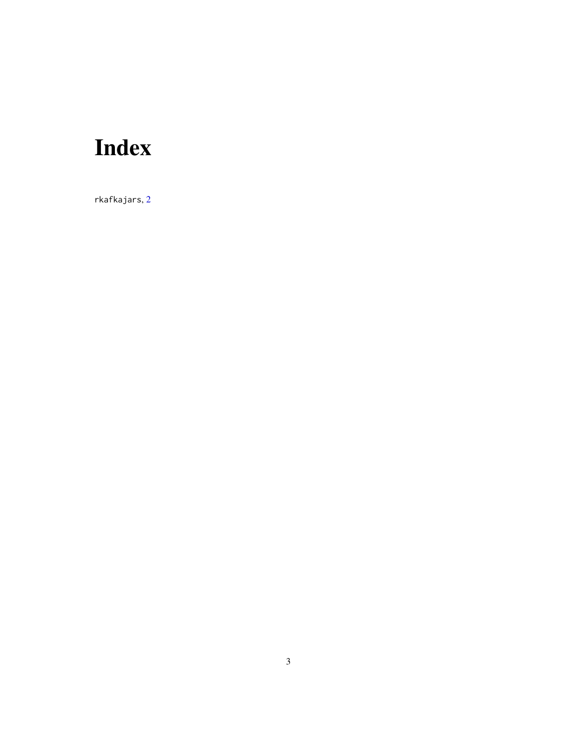# Index

rkafkajars, 2